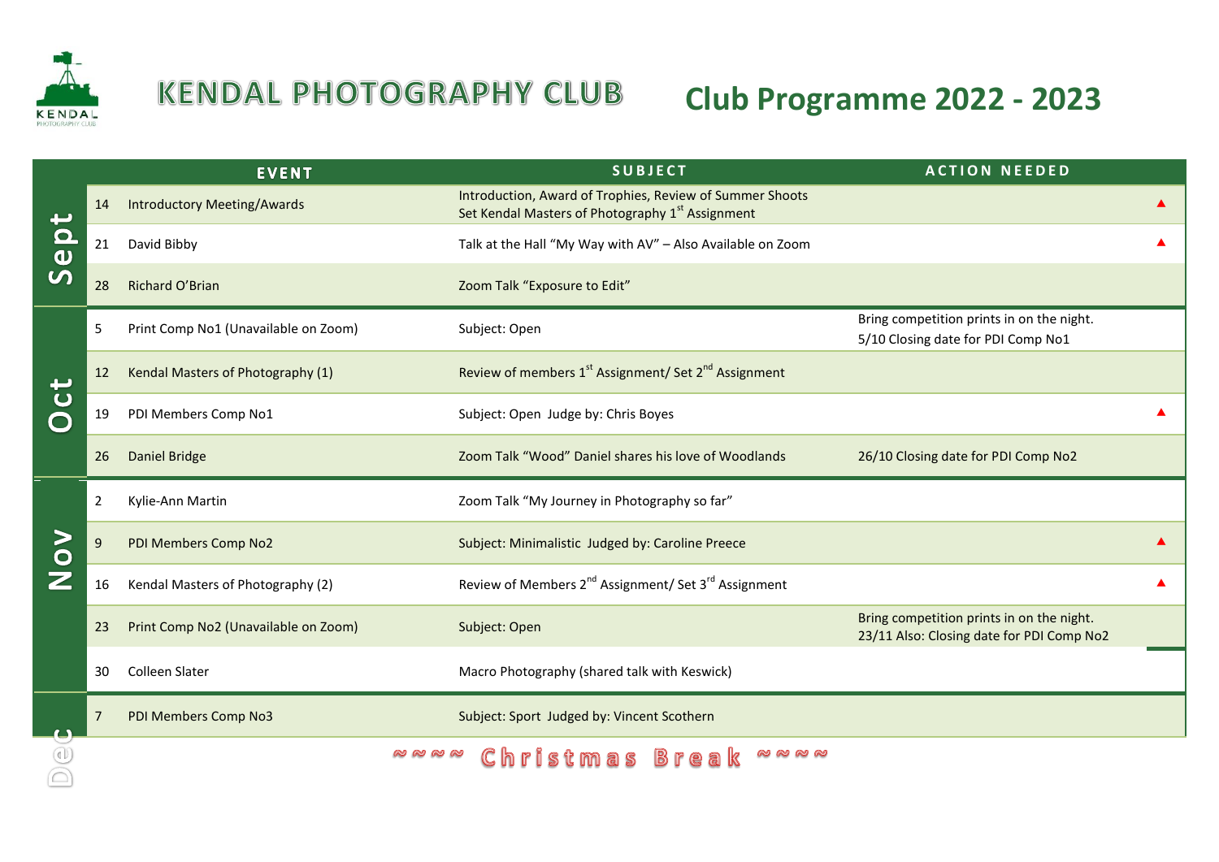# KENDAL PHOTOGRAPHY CLUB

## Club Programme 2022 - 2023

| Month | Date | EVENT | SUBJECT | ACTION NEEDED | |
|---|---|---|---|---|---|
| Sept | 14 | Introductory Meeting/Awards | Introduction, Award of Trophies, Review of Summer Shoots<br>Set Kendal Masters of Photography 1st Assignment | | ▲ |
| | 21 | David Bibby | Talk at the Hall "My Way with AV" – Also Available on Zoom | | ▲ |
| | 28 | Richard O'Brian | Zoom Talk "Exposure to Edit" | | |
| Oct | 5 | Print Comp No1 (Unavailable on Zoom) | Subject: Open | Bring competition prints in on the night.<br>5/10 Closing date for PDI Comp No1 | |
| | 12 | Kendal Masters of Photography (1) | Review of members 1st Assignment/ Set 2nd Assignment | | |
| | 19 | PDI Members Comp No1 | Subject: Open Judge by: Chris Boyes | | ▲ |
| | 26 | Daniel Bridge | Zoom Talk "Wood" Daniel shares his love of Woodlands | 26/10 Closing date for PDI Comp No2 | |
| Nov | 2 | Kylie-Ann Martin | Zoom Talk "My Journey in Photography so far" | | |
| | 9 | PDI Members Comp No2 | Subject: Minimalistic Judged by: Caroline Preece | | ▲ |
| | 16 | Kendal Masters of Photography (2) | Review of Members 2nd Assignment/ Set 3rd Assignment | | ▲ |
| | 23 | Print Comp No2 (Unavailable on Zoom) | Subject: Open | Bring competition prints in on the night.<br>23/11 Also: Closing date for PDI Comp No2 | |
| | 30 | Colleen Slater | Macro Photography (shared talk with Keswick) | | |
| Dec | 7 | PDI Members Comp No3 | Subject: Sport Judged by: Vincent Scothern | | |

~~~~ Christmas Break ~~~~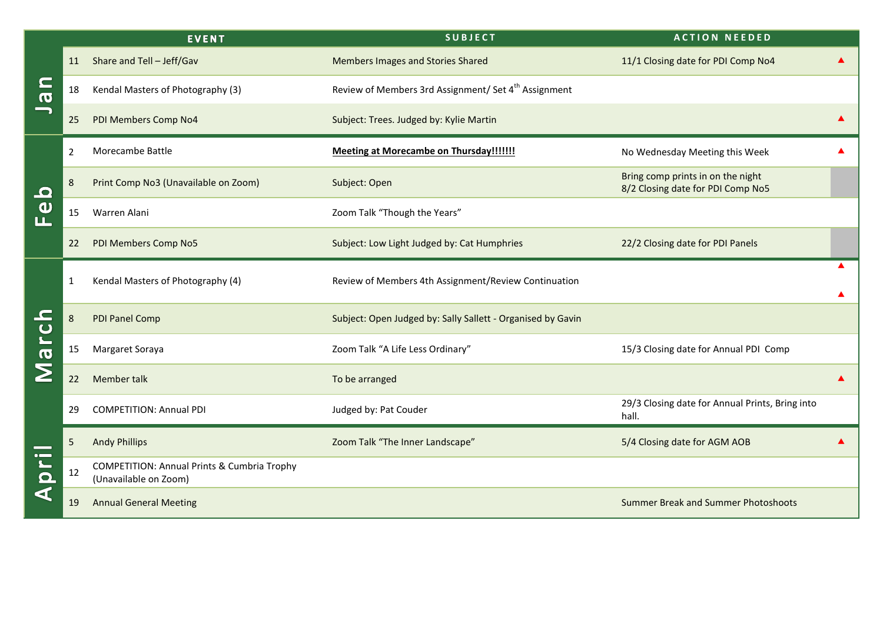| | | EVENT | SUBJECT | ACTION NEEDED | |
|---|---|---|---|---|---|
| Jan | 11 | Share and Tell – Jeff/Gav | Members Images and Stories Shared | 11/1 Closing date for PDI Comp No4 | ▲ |
| | 18 | Kendal Masters of Photography (3) | Review of Members 3rd Assignment/ Set 4th Assignment | | |
| | 25 | PDI Members Comp No4 | Subject: Trees. Judged by: Kylie Martin | | ▲ |
| Feb | 2 | Morecambe Battle | **Meeting at Morecambe on Thursday!!!!!!!** | No Wednesday Meeting this Week | ▲ |
| | 8 | Print Comp No3 (Unavailable on Zoom) | Subject: Open | Bring comp prints in on the night<br>8/2 Closing date for PDI Comp No5 | |
| | 15 | Warren Alani | Zoom Talk “Though the Years” | | |
| | 22 | PDI Members Comp No5 | Subject: Low Light Judged by: Cat Humphries | 22/2 Closing date for PDI Panels | |
| March | 1 | Kendal Masters of Photography (4) | Review of Members 4th Assignment/Review Continuation | | ▲<br>▲ |
| | 8 | PDI Panel Comp | Subject: Open Judged by: Sally Sallett - Organised by Gavin | | |
| | 15 | Margaret Soraya | Zoom Talk “A Life Less Ordinary” | 15/3 Closing date for Annual PDI Comp | |
| | 22 | Member talk | To be arranged | | ▲ |
| | 29 | COMPETITION: Annual PDI | Judged by: Pat Couder | 29/3 Closing date for Annual Prints, Bring into hall. | |
| April | 5 | Andy Phillips | Zoom Talk “The Inner Landscape” | 5/4 Closing date for AGM AOB | ▲ |
| | 12 | COMPETITION: Annual Prints & Cumbria Trophy (Unavailable on Zoom) | | | |
| | 19 | Annual General Meeting | | Summer Break and Summer Photoshoots | |